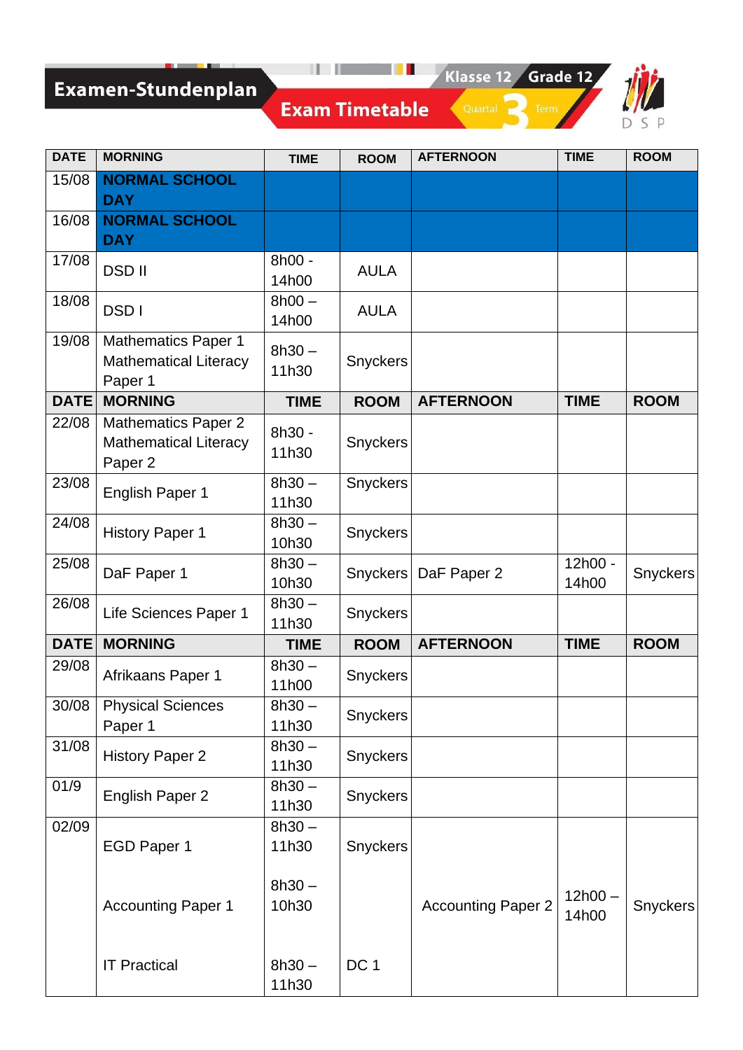# Examen-Stundenplan

## Exam Timetable

Klasse 12 / Grade 12

Quartal 3 Term

DSP

| DATE | MORNING | TIME | ROOM | AFTERNOON | TIME | ROOM |
|---|---|---|---|---|---|---|
| 15/08 | **NORMAL SCHOOL DAY** | | | | | |
| 16/08 | **NORMAL SCHOOL DAY** | | | | | |
| 17/08 | DSD II | 8h00 - 14h00 | AULA | | | |
| 18/08 | DSD I | 8h00 – 14h00 | AULA | | | |
| 19/08 | Mathematics Paper 1 Mathematical Literacy Paper 1 | 8h30 – 11h30 | Snyckers | | | |
| **DATE** | **MORNING** | **TIME** | **ROOM** | **AFTERNOON** | **TIME** | **ROOM** |
| 22/08 | Mathematics Paper 2 Mathematical Literacy Paper 2 | 8h30 - 11h30 | Snyckers | | | |
| 23/08 | English Paper 1 | 8h30 – 11h30 | Snyckers | | | |
| 24/08 | History Paper 1 | 8h30 – 10h30 | Snyckers | | | |
| 25/08 | DaF Paper 1 | 8h30 – 10h30 | Snyckers | DaF Paper 2 | 12h00 - 14h00 | Snyckers |
| 26/08 | Life Sciences Paper 1 | 8h30 – 11h30 | Snyckers | | | |
| **DATE** | **MORNING** | **TIME** | **ROOM** | **AFTERNOON** | **TIME** | **ROOM** |
| 29/08 | Afrikaans Paper 1 | 8h30 – 11h00 | Snyckers | | | |
| 30/08 | Physical Sciences Paper 1 | 8h30 – 11h30 | Snyckers | | | |
| 31/08 | History Paper 2 | 8h30 – 11h30 | Snyckers | | | |
| 01/9 | English Paper 2 | 8h30 – 11h30 | Snyckers | | | |
| 02/09 | EGD Paper 1<br>Accounting Paper 1<br>IT Practical | 8h30 – 11h30<br>8h30 – 10h30<br>8h30 – 11h30 | Snyckers<br><br>DC 1 | Accounting Paper 2 | 12h00 – 14h00 | Snyckers |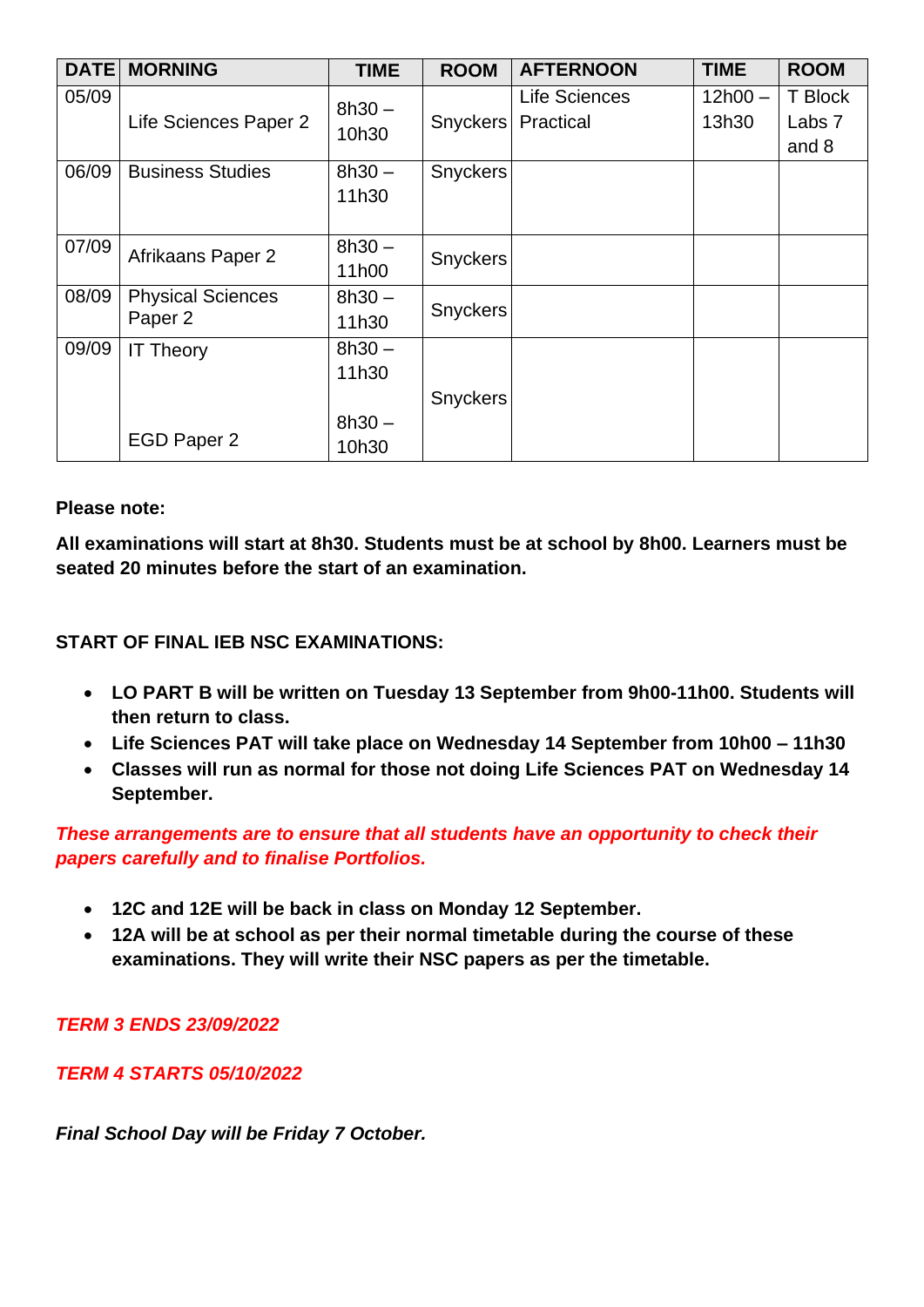| DATE | MORNING | TIME | ROOM | AFTERNOON | TIME | ROOM |
|---|---|---|---|---|---|---|
| 05/09 | Life Sciences Paper 2 | 8h30 – 10h30 | Snyckers | Life Sciences Practical | 12h00 – 13h30 | T Block Labs 7 and 8 |
| 06/09 | Business Studies | 8h30 – 11h30 | Snyckers | | | |
| 07/09 | Afrikaans Paper 2 | 8h30 – 11h00 | Snyckers | | | |
| 08/09 | Physical Sciences Paper 2 | 8h30 – 11h30 | Snyckers | | | |
| 09/09 | IT Theory<br><br>EGD Paper 2 | 8h30 – 11h30<br><br>8h30 – 10h30 | Snyckers | | | |

**Please note:**

**All examinations will start at 8h30. Students must be at school by 8h00. Learners must be seated 20 minutes before the start of an examination.**

**START OF FINAL IEB NSC EXAMINATIONS:**

- **LO PART B will be written on Tuesday 13 September from 9h00-11h00. Students will then return to class.**
- **Life Sciences PAT will take place on Wednesday 14 September from 10h00 – 11h30**
- **Classes will run as normal for those not doing Life Sciences PAT on Wednesday 14 September.**

***These arrangements are to ensure that all students have an opportunity to check their papers carefully and to finalise Portfolios.***

- **12C and 12E will be back in class on Monday 12 September.**
- **12A will be at school as per their normal timetable during the course of these examinations. They will write their NSC papers as per the timetable.**

***TERM 3 ENDS 23/09/2022***

***TERM 4 STARTS 05/10/2022***

***Final School Day will be Friday 7 October.***